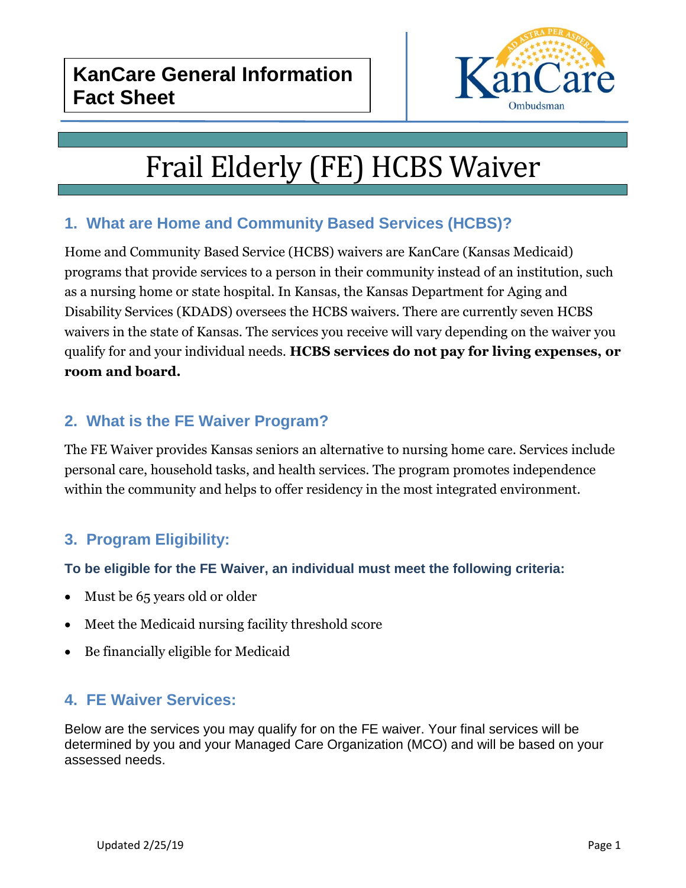**KanCare General Information Fact Sheet**

KanCare Ombudsman

# Frail Elderly (FE) HCBS Waiver

## 1. What are Home and Community Based Services (HCBS)?

Home and Community Based Service (HCBS) waivers are KanCare (Kansas Medicaid) programs that provide services to a person in their community instead of an institution, such as a nursing home or state hospital. In Kansas, the Kansas Department for Aging and Disability Services (KDADS) oversees the HCBS waivers. There are currently seven HCBS waivers in the state of Kansas. The services you receive will vary depending on the waiver you qualify for and your individual needs. **HCBS services do not pay for living expenses, or room and board.**

## 2. What is the FE Waiver Program?

The FE Waiver provides Kansas seniors an alternative to nursing home care. Services include personal care, household tasks, and health services. The program promotes independence within the community and helps to offer residency in the most integrated environment.

## 3. Program Eligibility:

**To be eligible for the FE Waiver, an individual must meet the following criteria:**

- Must be 65 years old or older
- Meet the Medicaid nursing facility threshold score
- Be financially eligible for Medicaid

## 4. FE Waiver Services:

Below are the services you may qualify for on the FE waiver. Your final services will be determined by you and your Managed Care Organization (MCO) and will be based on your assessed needs.

Updated 2/25/19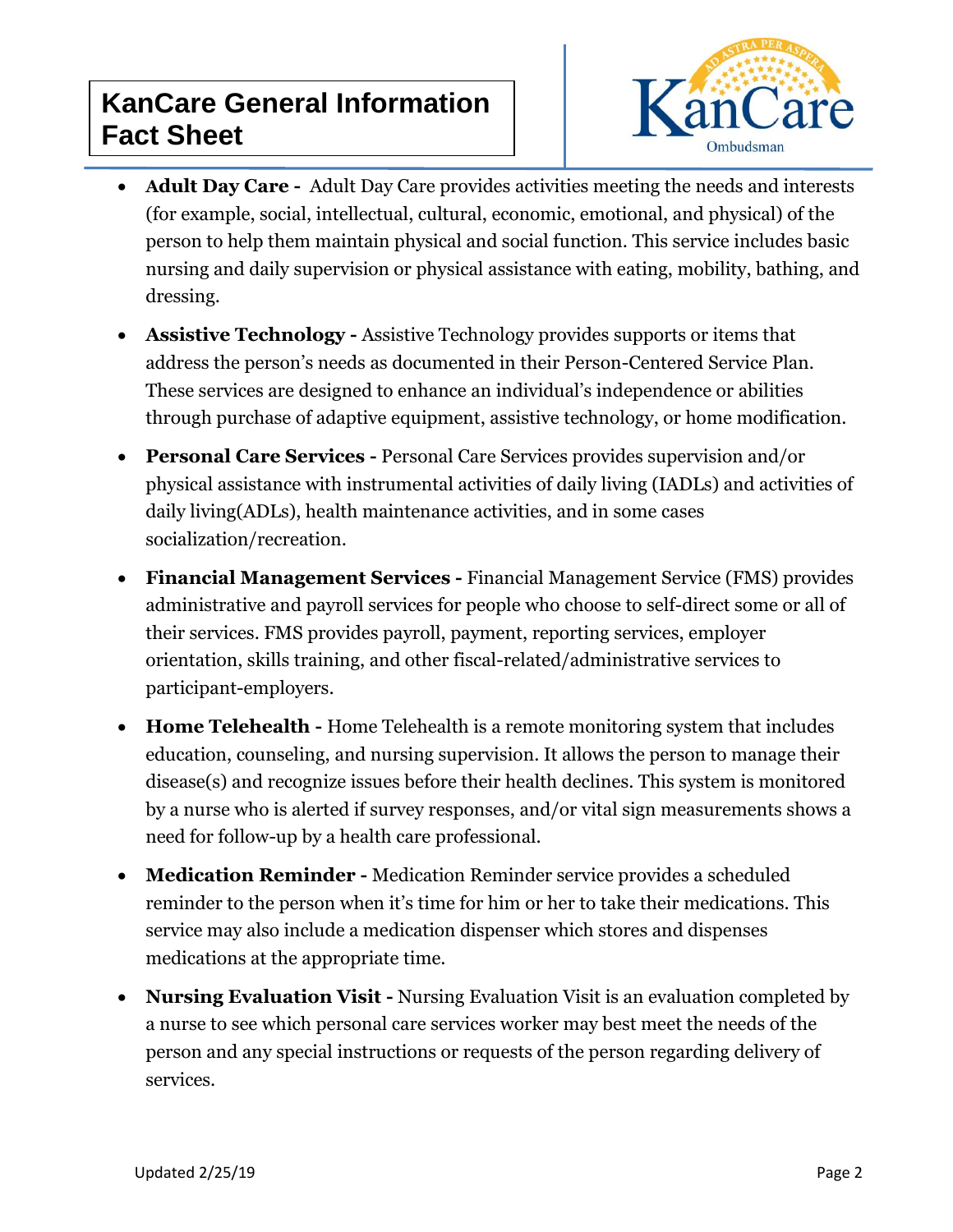- **Adult Day Care -** Adult Day Care provides activities meeting the needs and interests (for example, social, intellectual, cultural, economic, emotional, and physical) of the person to help them maintain physical and social function. This service includes basic nursing and daily supervision or physical assistance with eating, mobility, bathing, and dressing.

- **Assistive Technology -** Assistive Technology provides supports or items that address the person's needs as documented in their Person-Centered Service Plan. These services are designed to enhance an individual's independence or abilities through purchase of adaptive equipment, assistive technology, or home modification.

- **Personal Care Services -** Personal Care Services provides supervision and/or physical assistance with instrumental activities of daily living (IADLs) and activities of daily living(ADLs), health maintenance activities, and in some cases socialization/recreation.

- **Financial Management Services -** Financial Management Service (FMS) provides administrative and payroll services for people who choose to self-direct some or all of their services. FMS provides payroll, payment, reporting services, employer orientation, skills training, and other fiscal-related/administrative services to participant-employers.

- **Home Telehealth -** Home Telehealth is a remote monitoring system that includes education, counseling, and nursing supervision. It allows the person to manage their disease(s) and recognize issues before their health declines. This system is monitored by a nurse who is alerted if survey responses, and/or vital sign measurements shows a need for follow-up by a health care professional.

- **Medication Reminder -** Medication Reminder service provides a scheduled reminder to the person when it's time for him or her to take their medications. This service may also include a medication dispenser which stores and dispenses medications at the appropriate time.

- **Nursing Evaluation Visit -** Nursing Evaluation Visit is an evaluation completed by a nurse to see which personal care services worker may best meet the needs of the person and any special instructions or requests of the person regarding delivery of services.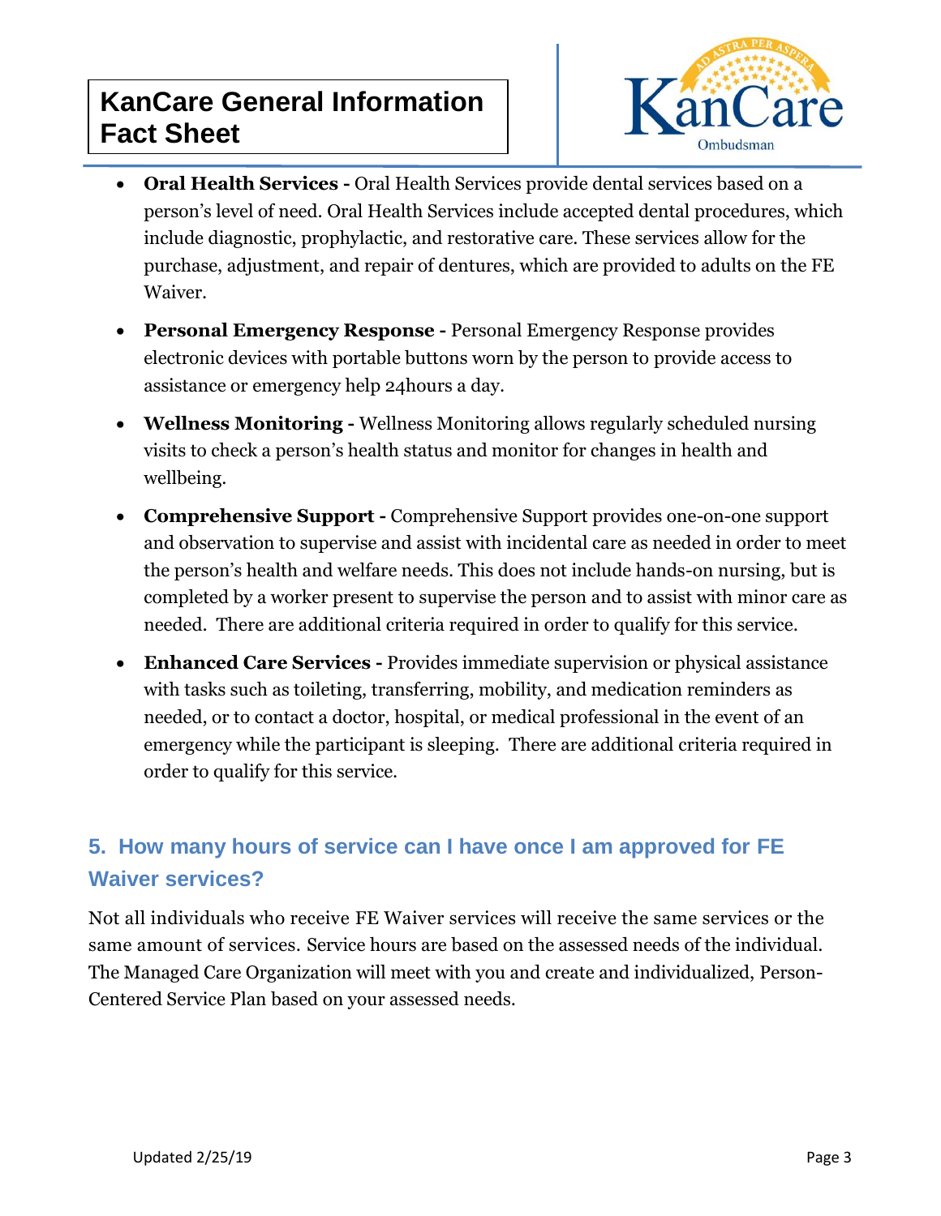- **Oral Health Services -** Oral Health Services provide dental services based on a person's level of need. Oral Health Services include accepted dental procedures, which include diagnostic, prophylactic, and restorative care. These services allow for the purchase, adjustment, and repair of dentures, which are provided to adults on the FE Waiver.
- **Personal Emergency Response -** Personal Emergency Response provides electronic devices with portable buttons worn by the person to provide access to assistance or emergency help 24hours a day.
- **Wellness Monitoring -** Wellness Monitoring allows regularly scheduled nursing visits to check a person's health status and monitor for changes in health and wellbeing.
- **Comprehensive Support -** Comprehensive Support provides one-on-one support and observation to supervise and assist with incidental care as needed in order to meet the person's health and welfare needs. This does not include hands-on nursing, but is completed by a worker present to supervise the person and to assist with minor care as needed. There are additional criteria required in order to qualify for this service.
- **Enhanced Care Services -** Provides immediate supervision or physical assistance with tasks such as toileting, transferring, mobility, and medication reminders as needed, or to contact a doctor, hospital, or medical professional in the event of an emergency while the participant is sleeping. There are additional criteria required in order to qualify for this service.

## 5. How many hours of service can I have once I am approved for FE Waiver services?

Not all individuals who receive FE Waiver services will receive the same services or the same amount of services. Service hours are based on the assessed needs of the individual. The Managed Care Organization will meet with you and create and individualized, Person-Centered Service Plan based on your assessed needs.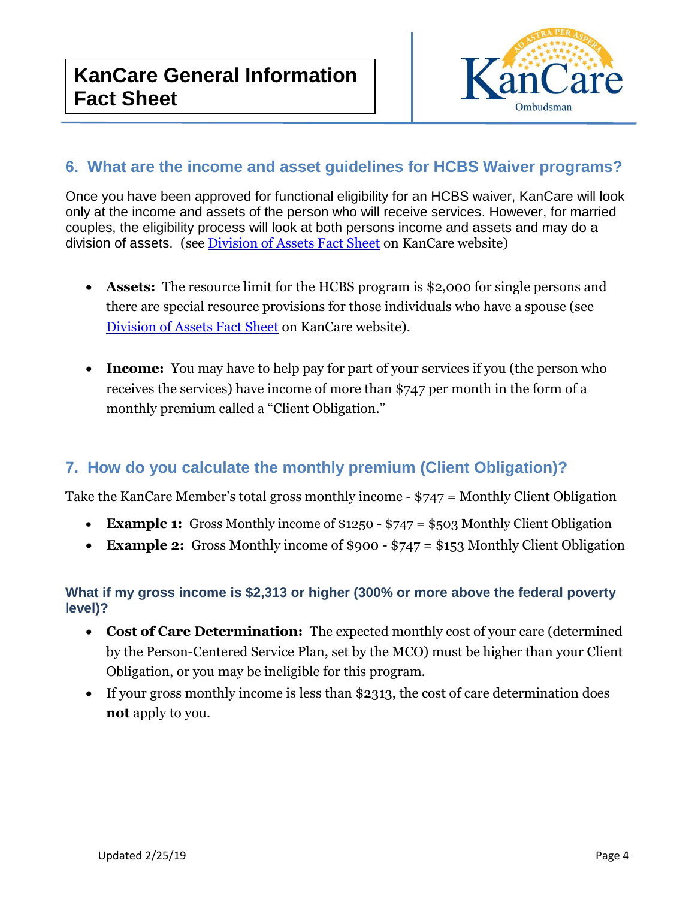## 6. What are the income and asset guidelines for HCBS Waiver programs?

Once you have been approved for functional eligibility for an HCBS waiver, KanCare will look only at the income and assets of the person who will receive services. However, for married couples, the eligibility process will look at both persons income and assets and may do a division of assets. (see Division of Assets Fact Sheet on KanCare website)

- **Assets:** The resource limit for the HCBS program is $2,000 for single persons and there are special resource provisions for those individuals who have a spouse (see Division of Assets Fact Sheet on KanCare website).

- **Income:** You may have to help pay for part of your services if you (the person who receives the services) have income of more than $747 per month in the form of a monthly premium called a "Client Obligation."

## 7. How do you calculate the monthly premium (Client Obligation)?

Take the KanCare Member's total gross monthly income - $747 = Monthly Client Obligation

- **Example 1:** Gross Monthly income of $1250 - $747 = $503 Monthly Client Obligation
- **Example 2:** Gross Monthly income of $900 - $747 = $153 Monthly Client Obligation

#### What if my gross income is $2,313 or higher (300% or more above the federal poverty level)?

- **Cost of Care Determination:** The expected monthly cost of your care (determined by the Person-Centered Service Plan, set by the MCO) must be higher than your Client Obligation, or you may be ineligible for this program.
- If your gross monthly income is less than $2313, the cost of care determination does **not** apply to you.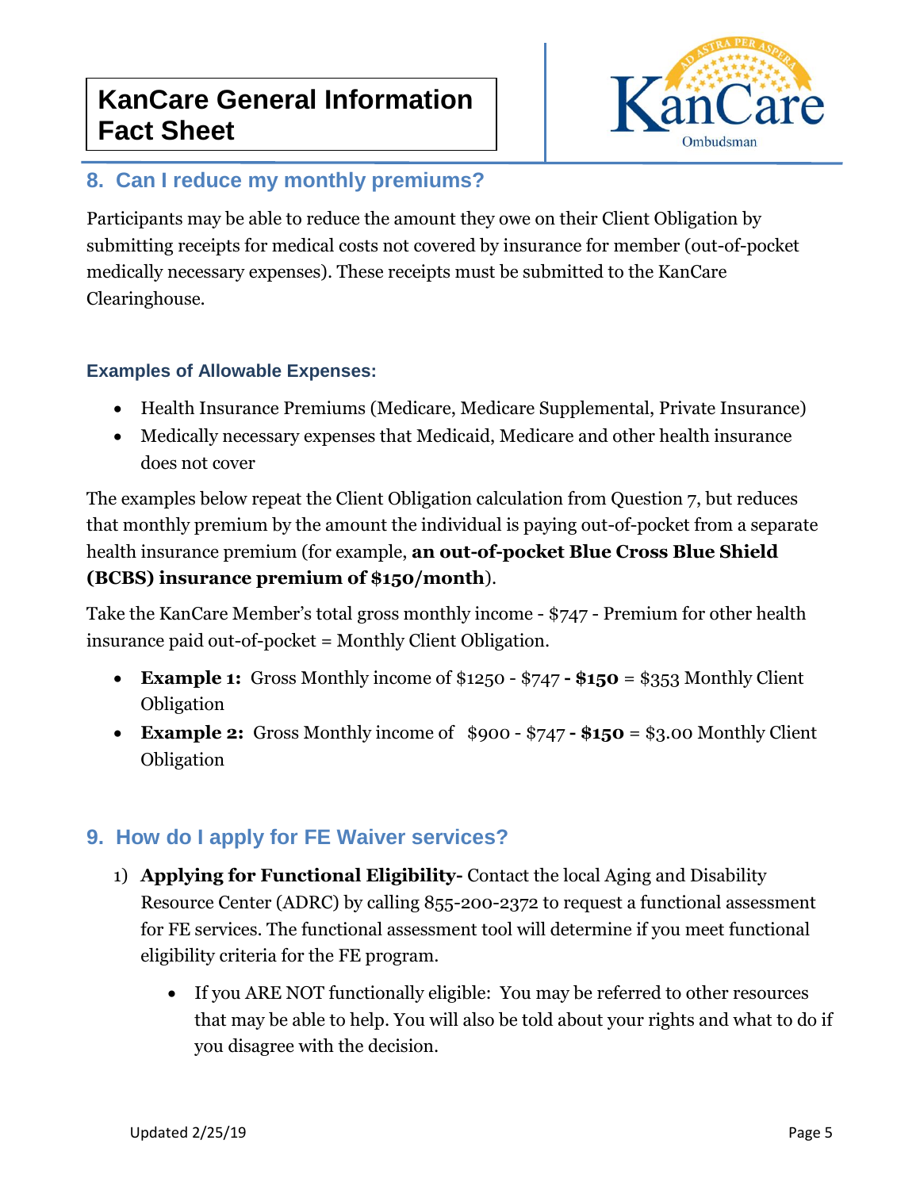## 8. Can I reduce my monthly premiums?

Participants may be able to reduce the amount they owe on their Client Obligation by submitting receipts for medical costs not covered by insurance for member (out-of-pocket medically necessary expenses). These receipts must be submitted to the KanCare Clearinghouse.

### Examples of Allowable Expenses:

- Health Insurance Premiums (Medicare, Medicare Supplemental, Private Insurance)
- Medically necessary expenses that Medicaid, Medicare and other health insurance does not cover

The examples below repeat the Client Obligation calculation from Question 7, but reduces that monthly premium by the amount the individual is paying out-of-pocket from a separate health insurance premium (for example, **an out-of-pocket Blue Cross Blue Shield (BCBS) insurance premium of $150/month**).

Take the KanCare Member's total gross monthly income - $747 - Premium for other health insurance paid out-of-pocket = Monthly Client Obligation.

- **Example 1:** Gross Monthly income of $1250 - $747 **- $150** = $353 Monthly Client Obligation
- **Example 2:** Gross Monthly income of $900 - $747 **- $150** = $3.00 Monthly Client Obligation

## 9. How do I apply for FE Waiver services?

1) **Applying for Functional Eligibility-** Contact the local Aging and Disability Resource Center (ADRC) by calling 855-200-2372 to request a functional assessment for FE services. The functional assessment tool will determine if you meet functional eligibility criteria for the FE program.
    - If you ARE NOT functionally eligible: You may be referred to other resources that may be able to help. You will also be told about your rights and what to do if you disagree with the decision.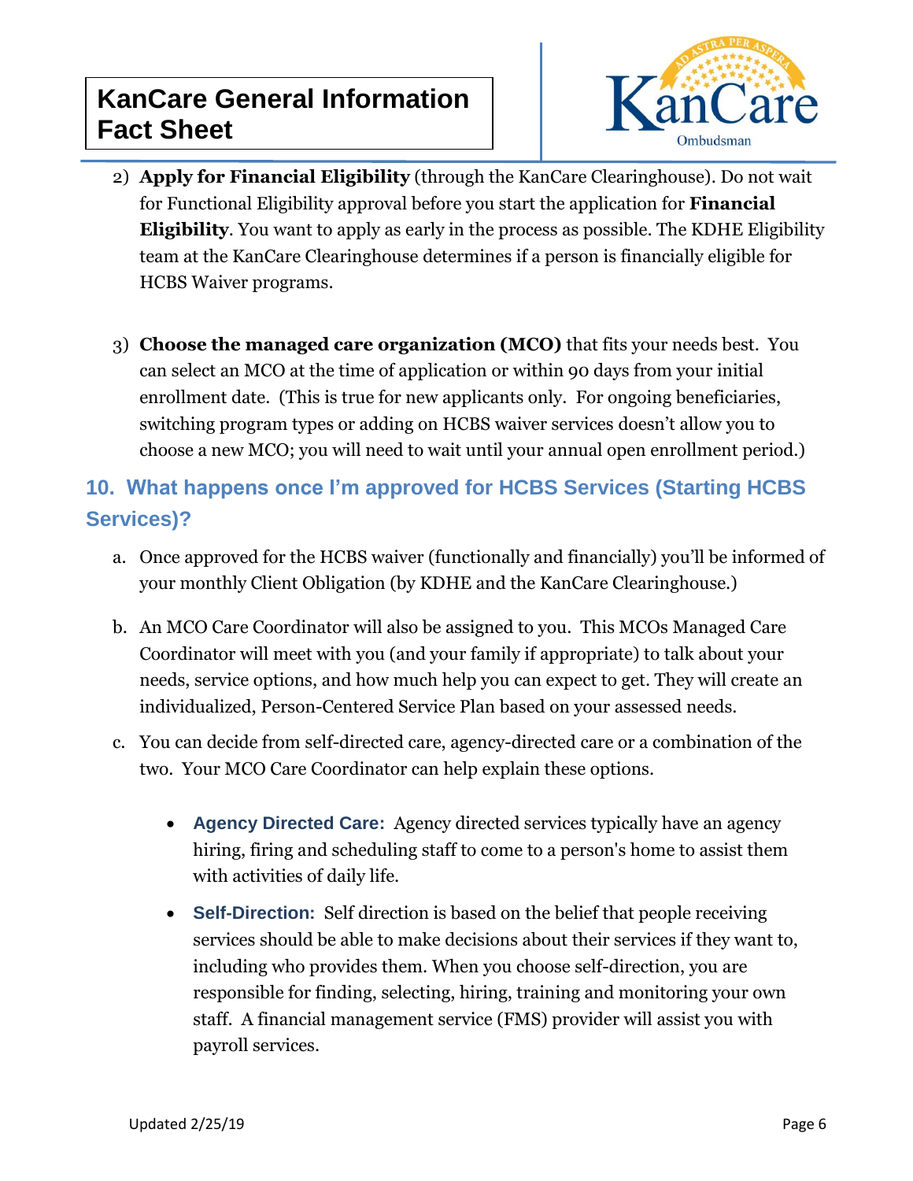2) **Apply for Financial Eligibility** (through the KanCare Clearinghouse). Do not wait for Functional Eligibility approval before you start the application for **Financial Eligibility**. You want to apply as early in the process as possible. The KDHE Eligibility team at the KanCare Clearinghouse determines if a person is financially eligible for HCBS Waiver programs.

3) **Choose the managed care organization (MCO)** that fits your needs best. You can select an MCO at the time of application or within 90 days from your initial enrollment date. (This is true for new applicants only. For ongoing beneficiaries, switching program types or adding on HCBS waiver services doesn't allow you to choose a new MCO; you will need to wait until your annual open enrollment period.)

## 10. What happens once I'm approved for HCBS Services (Starting HCBS Services)?

a. Once approved for the HCBS waiver (functionally and financially) you'll be informed of your monthly Client Obligation (by KDHE and the KanCare Clearinghouse.)

b. An MCO Care Coordinator will also be assigned to you. This MCOs Managed Care Coordinator will meet with you (and your family if appropriate) to talk about your needs, service options, and how much help you can expect to get. They will create an individualized, Person-Centered Service Plan based on your assessed needs.

c. You can decide from self-directed care, agency-directed care or a combination of the two. Your MCO Care Coordinator can help explain these options.

- **Agency Directed Care:** Agency directed services typically have an agency hiring, firing and scheduling staff to come to a person's home to assist them with activities of daily life.
- **Self-Direction:** Self direction is based on the belief that people receiving services should be able to make decisions about their services if they want to, including who provides them. When you choose self-direction, you are responsible for finding, selecting, hiring, training and monitoring your own staff. A financial management service (FMS) provider will assist you with payroll services.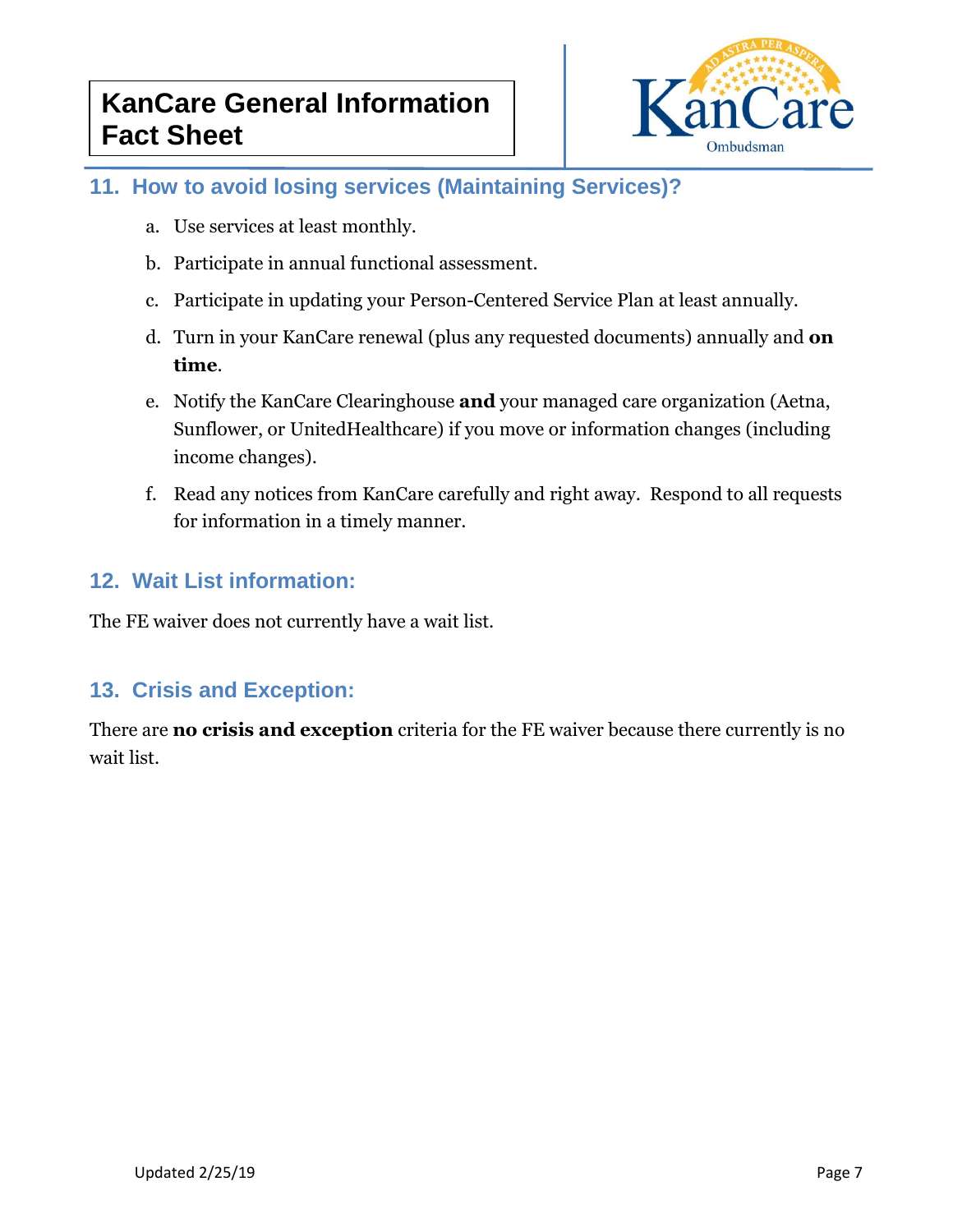## 11. How to avoid losing services (Maintaining Services)?

a. Use services at least monthly.

b. Participate in annual functional assessment.

c. Participate in updating your Person-Centered Service Plan at least annually.

d. Turn in your KanCare renewal (plus any requested documents) annually and **on time**.

e. Notify the KanCare Clearinghouse **and** your managed care organization (Aetna, Sunflower, or UnitedHealthcare) if you move or information changes (including income changes).

f. Read any notices from KanCare carefully and right away. Respond to all requests for information in a timely manner.

## 12. Wait List information:

The FE waiver does not currently have a wait list.

## 13. Crisis and Exception:

There are **no crisis and exception** criteria for the FE waiver because there currently is no wait list.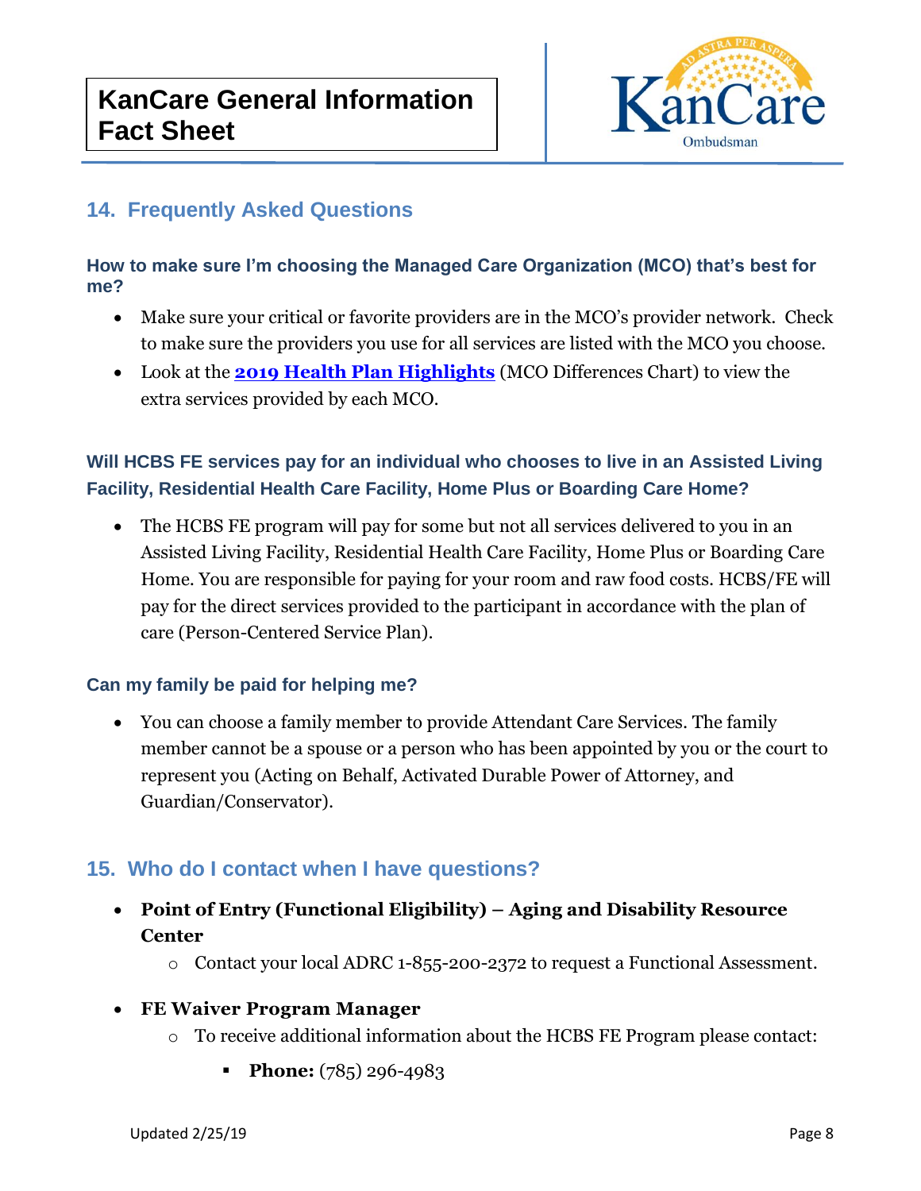## 14. Frequently Asked Questions

### How to make sure I'm choosing the Managed Care Organization (MCO) that's best for me?

- Make sure your critical or favorite providers are in the MCO's provider network. Check to make sure the providers you use for all services are listed with the MCO you choose.
- Look at the **2019 Health Plan Highlights** (MCO Differences Chart) to view the extra services provided by each MCO.

### Will HCBS FE services pay for an individual who chooses to live in an Assisted Living Facility, Residential Health Care Facility, Home Plus or Boarding Care Home?

- The HCBS FE program will pay for some but not all services delivered to you in an Assisted Living Facility, Residential Health Care Facility, Home Plus or Boarding Care Home. You are responsible for paying for your room and raw food costs. HCBS/FE will pay for the direct services provided to the participant in accordance with the plan of care (Person-Centered Service Plan).

### Can my family be paid for helping me?

- You can choose a family member to provide Attendant Care Services. The family member cannot be a spouse or a person who has been appointed by you or the court to represent you (Acting on Behalf, Activated Durable Power of Attorney, and Guardian/Conservator).

## 15. Who do I contact when I have questions?

- **Point of Entry (Functional Eligibility) – Aging and Disability Resource Center**
  - Contact your local ADRC 1-855-200-2372 to request a Functional Assessment.
- **FE Waiver Program Manager**
  - To receive additional information about the HCBS FE Program please contact:
    - **Phone:** (785) 296-4983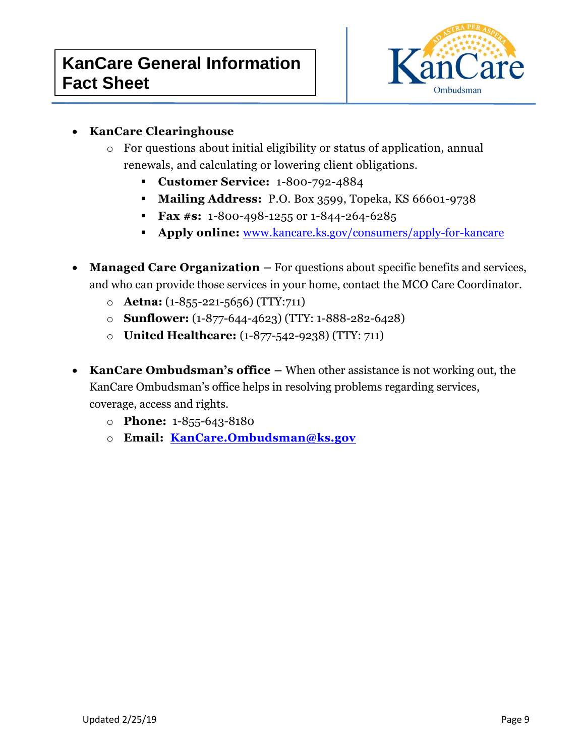# KanCare General Information Fact Sheet

KanCare Ombudsman

- **KanCare Clearinghouse**
  - For questions about initial eligibility or status of application, annual renewals, and calculating or lowering client obligations.
    - **Customer Service:** 1-800-792-4884
    - **Mailing Address:** P.O. Box 3599, Topeka, KS 66601-9738
    - **Fax #s:** 1-800-498-1255 or 1-844-264-6285
    - **Apply online:** www.kancare.ks.gov/consumers/apply-for-kancare

- **Managed Care Organization –** For questions about specific benefits and services, and who can provide those services in your home, contact the MCO Care Coordinator.
  - **Aetna:** (1-855-221-5656) (TTY:711)
  - **Sunflower:** (1-877-644-4623) (TTY: 1-888-282-6428)
  - **United Healthcare:** (1-877-542-9238) (TTY: 711)

- **KanCare Ombudsman's office –** When other assistance is not working out, the KanCare Ombudsman's office helps in resolving problems regarding services, coverage, access and rights.
  - **Phone:** 1-855-643-8180
  - **Email:** **KanCare.Ombudsman@ks.gov**

Updated 2/25/19